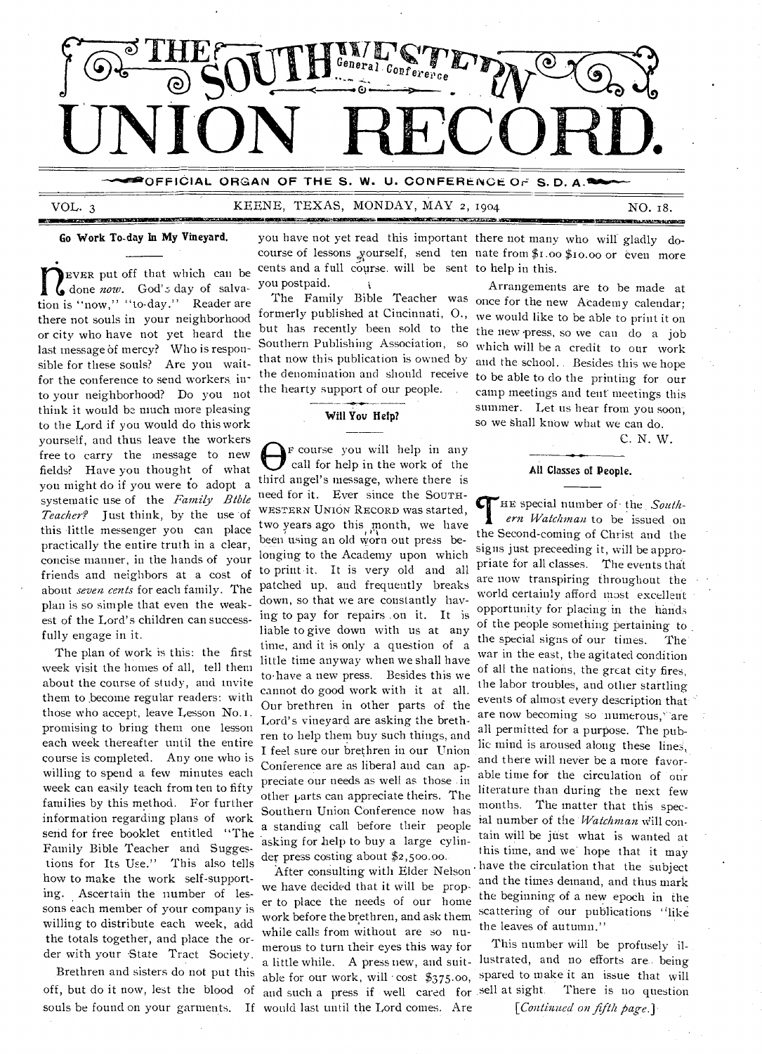# THE SOUTHWESTERN UNION RECORD.

OFFICIAL ORGAN OF THE S. W. U. CONFERENCE OF S. D. A.

VOL. 3 KEENE, TEXAS, MONDAY, MAY 2, 1904 NO. 18.

## Go Work To-day In My Vineyard.

Never put off that which can be done *now*. God's day of salvation is "now," "to-day." Reader are there not souls in your neighborhood or city who have not yet heard the last message of mercy? Who is responsible for these souls? Are you waitfor the conference to send workers into your neighborhood? Do you not think it would be much more pleasing to the Lord if you would do this work yourself, and thus leave the workers free to carry the message to new fields? Have you thought of what you might do if you were to adopt a systematic use of the *Family Bible Teacher?* Just think, by the use of this little messenger you can place practically the entire truth in a clear, concise manner, in the hands of your friends and neighbors at a cost of about *seven cents* for each family. The plan is so simple that even the weakest of the Lord's children can successfully engage in it.

The plan of work is this: the first week visit the homes of all, tell them about the course of study, and invite them to become regular readers: with those who accept, leave Lesson No. 1. promising to bring them one lesson each week thereafter until the entire course is completed. Any one who is willing to spend a few minutes each week can easily teach from ten to fifty families by this method. For further information regarding plans of work send for free booklet entitled "The Family Bible Teacher and Suggestions for Its Use." This also tells how to make the work self-supporting. Ascertain the number of lessons each member of your company is willing to distribute each week, add the totals together, and place the order with your State Tract Society.

Brethren and sisters do not put this off, but do it now, lest the blood of souls be found on your garments. If you have not yet read this important course of lessons yourself, send ten cents and a full course will be sent you postpaid.

The Family Bible Teacher was formerly published at Cincinnati, O., but has recently been sold to the Southern Publishing Association, so that now this publication is owned by the denomination and should receive the hearty support of our people.

## Will You Help?

Of course you will help in any call for help in the work of the third angel's message, where there is need for it. Ever since the SOUTHWESTERN UNION RECORD was started, two years ago this month, we have been using an old worn out press belonging to the Academy upon which to print it. It is very old and all patched up, and frequently breaks down, so that we are constantly having to pay for repairs on it. It is liable to give down with us at any time, and it is only a question of a little time anyway when we shall have to have a new press. Besides this we cannot do good work with it at all. Our brethren in other parts of the Lord's vineyard are asking the brethren to help them buy such things, and I feel sure our brethren in our Union Conference are as liberal and can appreciate our needs as well as those in other parts can appreciate theirs. The Southern Union Conference now has a standing call before their people asking for help to buy a large cylinder press costing about $2,500.00.

After consulting with Elder Nelson we have decided that it will be proper to place the needs of our home work before the brethren, and ask them while calls from without are so numerous to turn their eyes this way for a little while. A press new, and suitable for our work, will cost $375.00, and such a press if well cared for would last until the Lord comes. Are there not many who will gladly donate from $1.00 $10.00 or even more to help in this.

Arrangements are to be made at once for the new Academy calendar; we would like to be able to print it on the new press, so we can do a job which will be a credit to our work and the school. Besides this we hope to be able to do the printing for our camp meetings and tent meetings this summer. Let us hear from you soon, so we shall know what we can do.

C. N. W.

## All Classes of People.

The special number of the *Southern Watchman* to be issued on the Second-coming of Christ and the signs just preceeding it, will be appropriate for all classes. The events that are now transpiring throughout the world certainly afford most excellent opportunity for placing in the hands of the people something pertaining to the special signs of our times. The war in the east, the agitated condition of all the nations, the great city fires, the labor troubles, and other startling events of almost every description that are now becoming so numerous, are all permitted for a purpose. The public mind is aroused along these lines, and there will never be a more favorable time for the circulation of our literature than during the next few months. The matter that this special number of the *Watchman* will contain will be just what is wanted at this time, and we hope that it may have the circulation that the subject and the times demand, and thus mark the beginning of a new epoch in the scattering of our publications "like the leaves of autumn."

This number will be profusely illustrated, and no efforts are being spared to make it an issue that will sell at sight. There is no question

[*Continued on fifth page.*]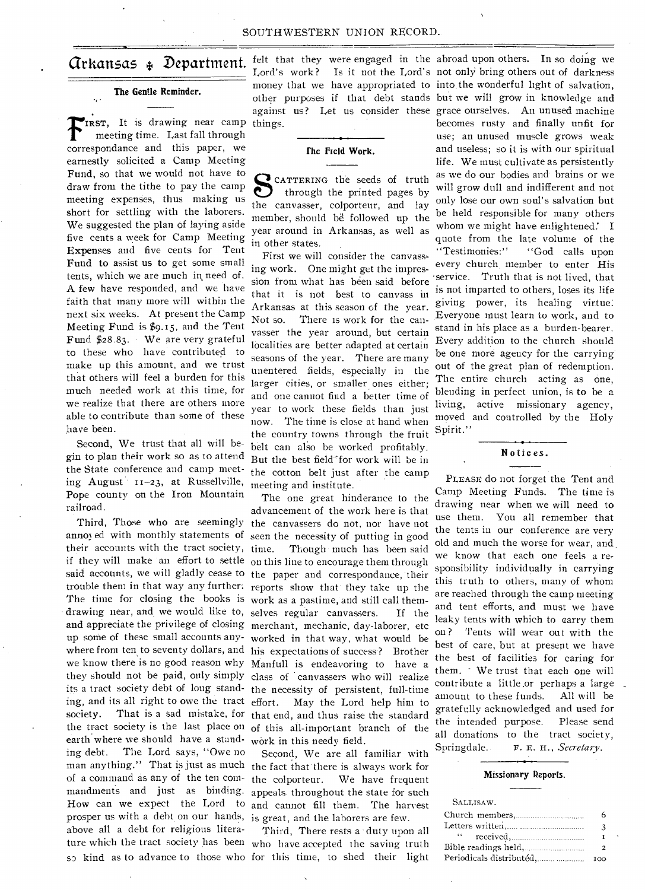# Arkansas Department.

## The Gentle Reminder.

FIRST, It is drawing near camp meeting time. Last fall through correspondance and this paper, we earnestly solicited a Camp Meeting Fund, so that we would not have to draw from the tithe to pay the camp meeting expenses, thus making us short for settling with the laborers. We suggested the plan of laying aside five cents a week for Camp Meeting Expenses and five cents for Tent Fund to assist us to get some small tents, which we are much in need of. A few have responded, and we have faith that many more will within the next six weeks. At present the Camp Meeting Fund is $9.15, and the Tent Fund $28.83. We are very grateful to these who have contributed to make up this amount, and we trust that others will feel a burden for this much needed work at this time, for we realize that there are others more able to contribute than some of these have been.

Second, We trust that all will begin to plan their work so as to attend the State conference and camp meeting August 11–23, at Russellville, Pope county on the Iron Mountain railroad.

Third, Those who are seemingly annoyed with monthly statements of their accounts with the tract society, if they will make an effort to settle said accounts, we will gladly cease to trouble them in that way any further. The time for closing the books is drawing near, and we would like to, and appreciate the privilege of closing up some of these small accounts anywhere from ten to seventy dollars, and we know there is no good reason why they should not be paid, only simply its a tract society debt of long standing, and its all right to owe the tract society. That is a sad mistake, for the tract society is the last place on earth where we should have a standing debt. The Lord says, "Owe no man anything." That is just as much of a command as any of the ten commandments and just as binding. How can we expect the Lord to prosper us with a debt on our hands, above all a debt for religious literature which the tract society has been so kind as to advance to those who felt that they were engaged in the Lord's work? Is it not the Lord's money that we have appropriated to other purposes if that debt stands against us? Let us consider these things.

## The Field Work.

SCATTERING the seeds of truth through the printed pages by the canvasser, colporteur, and lay member, should be followed up the year around in Arkansas, as well as in other states.

First we will consider the canvassing work. One might get the impression from what has been said before that it is not best to canvass in Arkansas at this season of the year. Not so. There is work for the canvasser the year around, but certain localities are better adapted at certain seasons of the year. There are many unentered fields, especially in the larger cities, or smaller ones either; and one cannot find a better time of year to work these fields than just now. The time is close at hand when the country towns through the fruit belt can also be worked profitably. But the best field for work will be in the cotton belt just after the camp meeting and institute.

The one great hinderance to the advancement of the work here is that the canvassers do not, nor have not seen the necessity of putting in good time. Though much has been said on this line to encourage them through the paper and correspondance, their reports show that they take up the work as a pastime, and still call themselves regular canvassers. If the merchant, mechanic, day-laborer, etc worked in that way, what would be his expectations of success? Brother Manfull is endeavoring to have a class of canvassers who will realize the necessity of persistent, full-time effort. May the Lord help him to that end, and thus raise the standard of this all-important branch of the work in this needy field.

Second, We are all familiar with the fact that there is always work for the colporteur. We have frequent appeals throughout the state for such and cannot fill them. The harvest is great, and the laborers are few.

Third, There rests a duty upon all who have accepted the saving truth for this time, to shed their light abroad upon others. In so doing we not only bring others out of darkness into the wonderful light of salvation, but we will grow in knowledge and grace ourselves. An unused machine becomes rusty and finally unfit for use; an unused muscle grows weak and useless; so it is with our spiritual life. We must cultivate as persistently as we do our bodies and brains or we will grow dull and indifferent and not only lose our own soul's salvation but be held responsible for many others whom we might have enlightened. I quote from the late volume of the "Testimonies:" "God calls upon every church member to enter His service. Truth that is not lived, that is not imparted to others, loses its life giving power, its healing virtue. Everyone must learn to work, and to stand in his place as a burden-bearer. Every addition to the church should be one more agency for the carrying out of the great plan of redemption. The entire church acting as one, blending in perfect union, is to be a living, active missionary agency, moved and controlled by the Holy Spirit."

## Notices.

PLEASE do not forget the Tent and Camp Meeting Funds. The time is drawing near when we will need to use them. You all remember that the tents in our conference are very old and much the worse for wear, and we know that each one feels a responsibility individually in carrying this truth to others, many of whom are reached through the camp meeting and tent efforts, and must we have leaky tents with which to carry them on? Tents will wear out with the best of care, but at present we have the best of facilities for caring for them. We trust that each one will contribute a little or perhaps a large amount to these funds. All will be gratefully acknowledged and used for the intended purpose. Please send all donations to the tract society, Springdale. F. E. H., *Secretary.*

## Missionary Reports.

SALLISAW.

| | |
|---|---|
| Church members, | 6 |
| Letters written, | 3 |
| " received, | 1 |
| Bible readings held, | 2 |
| Periodicals distributed, | 100 |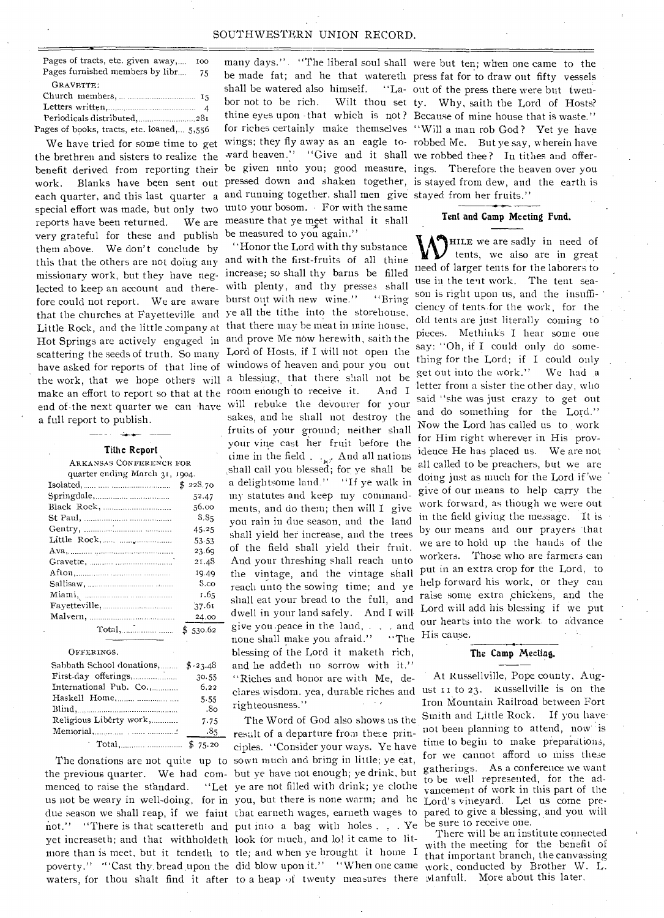| | |
|---|---|
| Pages of tracts, etc. given away, | 100 |
| Pages furnished members by libr. | 75 |
| GRAVETTE: | |
| Church members, | 15 |
| Letters written, | 4 |
| Periodicals distributed, | 281 |
| Pages of books, tracts, etc. loaned, | 5,556 |

We have tried for some time to get the brethren and sisters to realize the benefit derived from reporting their work. Blanks have been sent out each quarter, and this last quarter a special effort was made, but only two reports have been returned. We are very grateful for these and publish them above. We don't conclude by this that the others are not doing any missionary work, but they have neglected to keep an account and therefore could not report. We are aware that the churches at Fayetteville and Little Rock, and the little company at Hot Springs are actively engaged in scattering the seeds of truth. So many have asked for reports of that line of the work, that we hope others will make an effort to report so that at the end of the next quarter we can have a full report to publish.

### Tithe Report

ARKANSAS CONFERENCE FOR quarter ending March 31, 1904.

| | |
|---|---|
| Isolated, | $ 228.70 |
| Springdale, | 52.47 |
| Black Rock, | 56.00 |
| St Paul, | 8.85 |
| Gentry, | 45.25 |
| Little Rock, | 53.53 |
| Ava, | 23.69 |
| Gravette, | 21.48 |
| Afton, | 19.49 |
| Sallisaw, | 8.00 |
| Miami, | 1.65 |
| Fayetteville, | 37.61 |
| Malvern, | 24.00 |
| Total, | $ 530.62 |

OFFERINGS.

| | |
|---|---|
| Sabbath School donations, | $ 23.48 |
| First-day offerings, | 30.55 |
| International Pub. Co., | 6.22 |
| Haskell Home, | 5.55 |
| Blind, | .80 |
| Religious Liberty work, | 7.75 |
| Memorial, | .85 |
| Total, | $ 75.20 |

The donations are not quite up to the previous quarter. We had commenced to raise the standard. "Let us not be weary in well-doing, for in due season we shall reap, if we faint not." "There is that scattereth and yet increaseth; and that withholdeth more than is meet, but it tendeth to poverty." "Cast thy bread upon the waters, for thou shalt find it after many days." "The liberal soul shall be made fat; and he that watereth shall be watered also himself." "Labor not to be rich. Wilt thou set thine eyes upon that which is not? for riches certainly make themselves wings; they fly away as an eagle toward heaven." "Give and it shall be given unto you; good measure, pressed down and shaken together, and running together, shall men give unto your bosom. For with the same measure that ye meet withal it shall be measured to you again."

"Honor the Lord with thy substance and with the first-fruits of all thine increase; so shall thy barns be filled with plenty, and thy presses shall burst out with new wine." "Bring ye all the tithe into the storehouse, that there may be meat in mine house, and prove Me now herewith, saith the Lord of Hosts, if I will not open the windows of heaven and pour you out a blessing, that there shall not be room enough to receive it. And I will rebuke the devourer for your sakes, and he shall not destroy the fruits of your ground; neither shall your vine cast her fruit before the time in the field . . . And all nations shall call you blessed; for ye shall be a delightsome land." "If ye walk in my statutes and keep my commandments, and do them; then will I give you rain in due season, and the land shall yield her increase, and the trees of the field shall yield their fruit. And your threshing shall reach unto the vintage, and the vintage shall reach unto the sowing time; and ye shall eat your bread to the full, and dwell in your land safely. And I will give you peace in the land, . . . and none shall make you afraid." "The blessing of the Lord it maketh rich, and he addeth no sorrow with it." "Riches and honor are with Me, declares wisdom. yea, durable riches and righteousness."

The Word of God also shows us the result of a departure from these principles. "Consider your ways. Ye have sown much and bring in little; ye eat, but ye have not enough; ye drink, but ye are not filled with drink; ye clothe you, but there is none warm; and he that earneth wages, earneth wages to put into a bag with holes . . . Ye look for much, and lo! it came to little; and when ye brought it home I did blow upon it." "When one came to a heap of twenty measures there were but ten; when one came to the press fat for to draw out fifty vessels out of the press there were but twenty. Why, saith the Lord of Hosts? Because of mine house that is waste." "Will a man rob God? Yet ye have robbed Me. But ye say, wherein have we robbed thee? In tithes and offerings. Therefore the heaven over you is stayed from dew, and the earth is stayed from her fruits."

### Tent and Camp Meeting Fund.

While we are sadly in need of tents, we also are in great need of larger tents for the laborers to use in the tent work. The tent season is right upon us, and the insufficiency of tents for the work, for the old tents are just literally coming to pieces. Methinks I hear some one say: "Oh, if I could only do something for the Lord; if I could only get out into the work." We had a letter from a sister the other day, who said "she was just crazy to get out and do something for the Lord." Now the Lord has called us to work for Him right wherever in His providence He has placed us. We are not all called to be preachers, but we are doing just as much for the Lord if we give of our means to help carry the work forward, as though we were out in the field giving the message. It is by our means and our prayers that we are to hold up the hands of the workers. Those who are farmers can put in an extra crop for the Lord, to help forward his work, or they can raise some extra chickens, and the Lord will add his blessing if we put our hearts into the work to advance His cause.

### The Camp Meeting.

At Russellville, Pope county, August 11 to 23. Russellville is on the Iron Mountain Railroad between Fort Smith and Little Rock. If you have not been planning to attend, now is time to begin to make preparations, for we cannot afford to miss these gatherings. As a conference we want to be well represented, for the advancement of work in this part of the Lord's vineyard. Let us come prepared to give a blessing, and you will be sure to receive one.

There will be an institute connected with the meeting for the benefit of that important branch, the canvassing work, conducted by Brother W. L. Manfull. More about this later.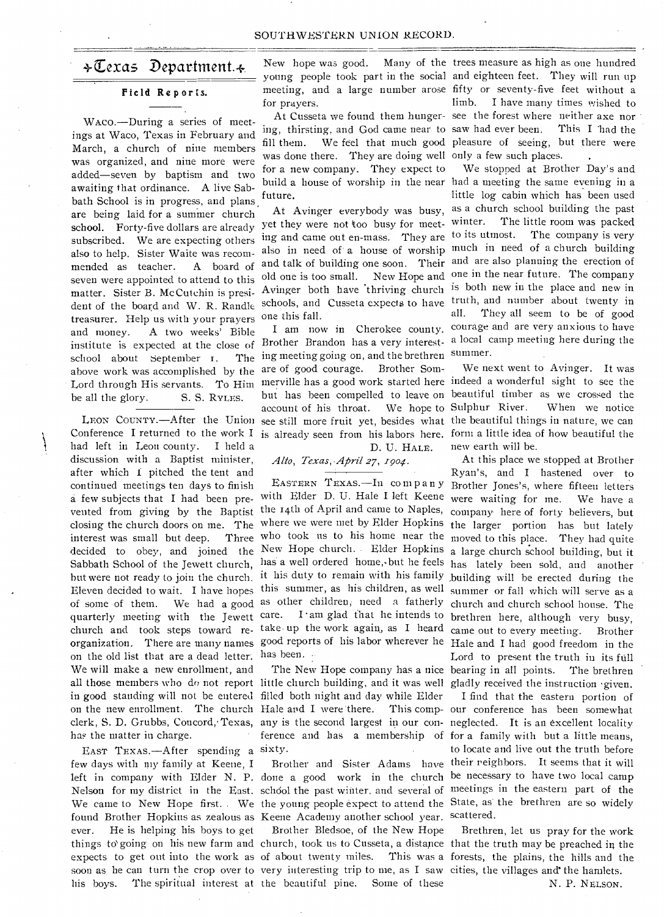# Texas Department.

## Field Reports.

WACO.—During a series of meetings at Waco, Texas in February and March, a church of nine members was organized, and nine more were added—seven by baptism and two awaiting that ordinance. A live Sabbath School is in progress, and plans are being laid for a summer church school. Forty-five dollars are already subscribed. We are expecting others also to help. Sister Waite was recommended as teacher. A board of seven were appointed to attend to this matter. Sister B. McCutchin is president of the board and W. R. Randle treasurer. Help us with your prayers and money. A two weeks' Bible institute is expected at the close of school about September 1. The above work was accomplished by the Lord through His servants. To Him be all the glory.

S. S. RYLES.

LEON COUNTY.—After the Union Conference I returned to the work I had left in Leon county. I held a discussion with a Baptist minister, after which I pitched the tent and continued meetings ten days to finish a few subjects that I had been prevented from giving by the Baptist closing the church doors on me. The interest was small but deep. Three decided to obey, and joined the Sabbath School of the Jewett church, but were not ready to join the church. Eleven decided to wait. I have hopes of some of them. We had a good quarterly meeting with the Jewett church and took steps toward reorganization. There are many names on the old list that are a dead letter. We will make a new enrollment, and all those members who do not report in good standing will not be entered on the new enrollment. The church clerk, S. D. Grubbs, Concord, Texas, has the matter in charge.

EAST TEXAS.—After spending a few days with my family at Keene, I left in company with Elder N. P. Nelson for my district in the East. We came to New Hope first. We found Brother Hopkins as zealous as ever. He is helping his boys to get things to going on his new farm and expects to get out into the work as soon as he can turn the crop over to his boys. The spiritual interest at New hope was good. Many of the young people took part in the social meeting, and a large number arose for prayers.

At Cusseta we found them hungering, thirsting, and God came near to fill them. We feel that much good was done there. They are doing well for a new company. They expect to build a house of worship in the near future.

At Avinger everybody was busy, yet they were not too busy for meeting and came out en-mass. They are also in need of a house of worship and talk of building one soon. Their old one is too small. New Hope and Avinger both have thriving church schools, and Cusseta expects to have one this fall.

I am now in Cherokee county. Brother Brandon has a very interesting meeting going on, and the brethren are of good courage. Brother Sommerville has a good work started here but has been compelled to leave on account of his throat. We hope to see still more fruit yet, besides what is already seen from his labors here.

D. U. HALE.

*Alto, Texas, April 27, 1904.*

EASTERN TEXAS.—In company with Elder D. U. Hale I left Keene the 14th of April and came to Naples, where we were met by Elder Hopkins who took us to his home near the New Hope church. Elder Hopkins has a well ordered home, but he feels it his duty to remain with his family this summer, as his children, as well as other children, need a fatherly care. I am glad that he intends to take up the work again, as I heard good reports of his labor wherever he has been.

The New Hope company has a nice little church building, and it was well filled both night and day while Elder Hale and I were there. This company is the second largest in our conference and has a membership of sixty.

Brother and Sister Adams have done a good work in the church school the past winter, and several of the young people expect to attend the Keene Academy another school year.

Brother Bledsoe, of the New Hope church, took us to Cusseta, a distance of about twenty miles. This was a very interesting trip to me, as I saw the beautiful pine. Some of these trees measure as high as one hundred and eighteen feet. They will run up fifty or seventy-five feet without a limb. I have many times wished to see the forest where neither axe nor saw had ever been. This I had the pleasure of seeing, but there were only a few such places.

We stopped at Brother Day's and had a meeting the same evening in a little log cabin which has been used as a church school building the past winter. The little room was packed to its utmost. The company is very much in need of a church building and are also planning the erection of one in the near future. The company is both new in the place and new in truth, and number about twenty in all. They all seem to be of good courage and are very anxious to have a local camp meeting here during the summer.

We next went to Avinger. It was indeed a wonderful sight to see the beautiful timber as we crossed the Sulphur River. When we notice the beautiful things in nature, we can form a little idea of how beautiful the new earth will be.

At this place we stopped at Brother Ryan's, and I hastened over to Brother Jones's, where fifteen letters were waiting for me. We have a company here of forty believers, but the larger portion has but lately moved to this place. They had quite a large church school building, but it has lately been sold, and another building will be erected during the summer or fall which will serve as a church and church school house. The brethren here, although very busy, came out to every meeting. Brother Hale and I had good freedom in the Lord to present the truth in its full bearing in all points. The brethren gladly received the instruction given.

I find that the eastern portion of our conference has been somewhat neglected. It is an excellent locality for a family with but a little means, to locate and live out the truth before their neighbors. It seems that it will be necessary to have two local camp meetings in the eastern part of the State, as the brethren are so widely scattered.

Brethren, let us pray for the work that the truth may be preached in the forests, the plains, the hills and the cities, the villages and the hamlets.

N. P. NELSON.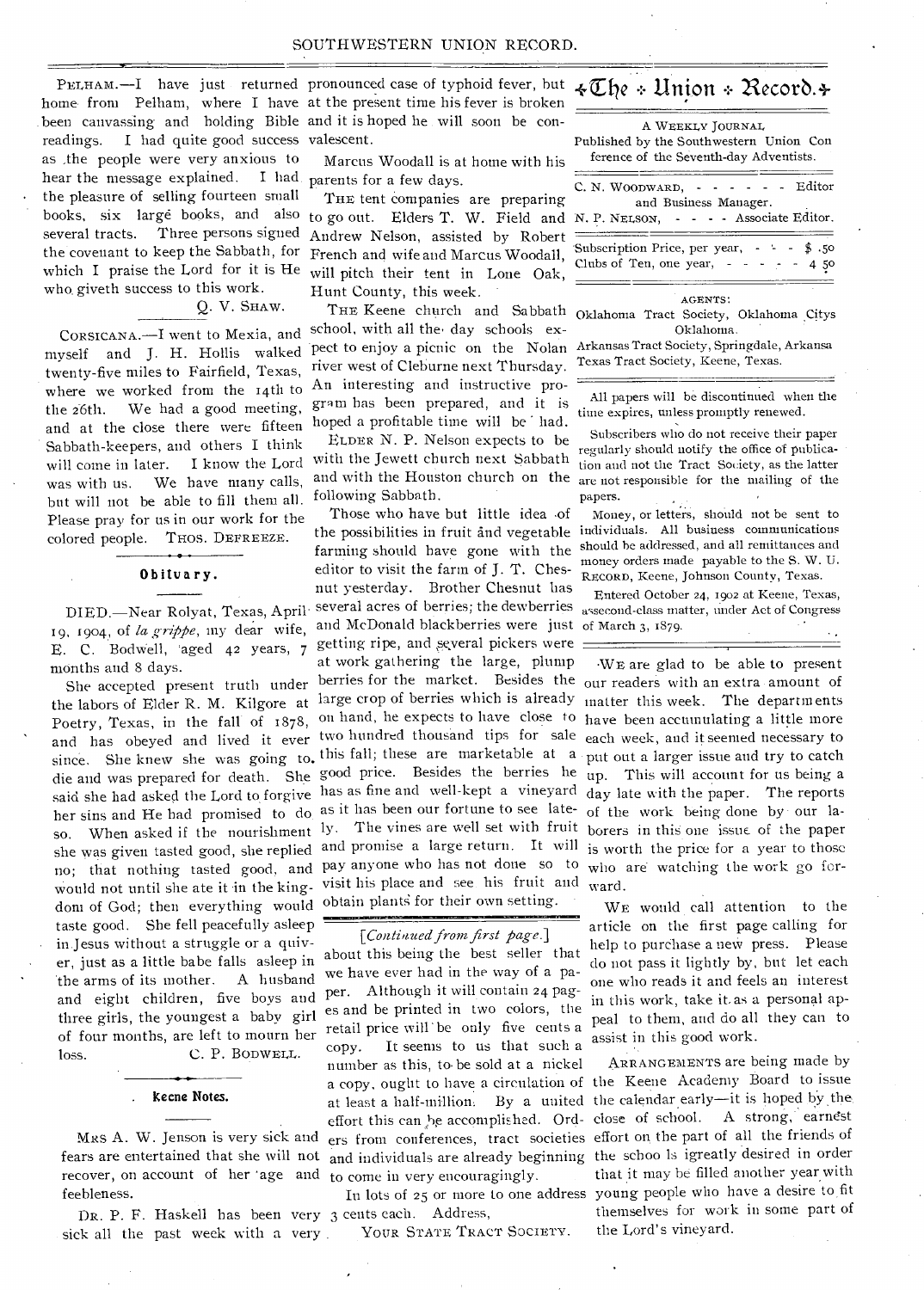PELHAM.—I have just returned home from Pelham, where I have been canvassing and holding Bible readings. I had quite good success as the people were very anxious to hear the message explained. I had the pleasure of selling fourteen small books, six large books, and also several tracts. Three persons signed the covenant to keep the Sabbath, for which I praise the Lord for it is He who giveth success to this work.

Q. V. SHAW.

CORSICANA.—I went to Mexia, and myself and J. H. Hollis walked twenty-five miles to Fairfield, Texas, where we worked from the 14th to the 26th. We had a good meeting, and at the close there were fifteen Sabbath-keepers, and others I think will come in later. I know the Lord was with us. We have many calls, but will not be able to fill them all. Please pray for us in our work for the colored people. THOS. DEFREEZE.

## Obituary.

DIED.—Near Rolyat, Texas, April 19, 1904, of *la grippe*, my dear wife, E. C. Bodwell, aged 42 years, 7 months and 8 days.

She accepted present truth under the labors of Elder R. M. Kilgore at Poetry, Texas, in the fall of 1878, and has obeyed and lived it ever since. She knew she was going to die and was prepared for death. She said she had asked the Lord to forgive her sins and He had promised to do so. When asked if the nourishment she was given tasted good, she replied no; that nothing tasted good, and would not until she ate it in the kingdom of God; then everything would taste good. She fell peacefully asleep in Jesus without a struggle or a quiver, just as a little babe falls asleep in the arms of its mother. A husband and eight children, five boys and three girls, the youngest a baby girl of four months, are left to mourn her loss. C. P. BODWELL.

## Keene Notes.

MRS A. W. Jenson is very sick and fears are entertained that she will not recover, on account of her age and feebleness.

DR. P. F. Haskell has been very sick all the past week with a very pronounced case of typhoid fever, but at the present time his fever is broken and it is hoped he will soon be convalescent.

Marcus Woodall is at home with his parents for a few days.

THE tent companies are preparing to go out. Elders T. W. Field and Andrew Nelson, assisted by Robert French and wife and Marcus Woodall, will pitch their tent in Lone Oak, Hunt County, this week.

THE Keene church and Sabbath school, with all the day schools expect to enjoy a picnic on the Nolan river west of Cleburne next Thursday. An interesting and instructive program has been prepared, and it is hoped a profitable time will be had.

ELDER N. P. Nelson expects to be with the Jewett church next Sabbath and with the Houston church on the following Sabbath.

Those who have but little idea of the possibilities in fruit and vegetable farming should have gone with the editor to visit the farm of J. T. Chesnut yesterday. Brother Chesnut has several acres of berries; the dewberries and McDonald blackberries were just getting ripe, and several pickers were at work gathering the large, plump berries for the market. Besides the large crop of berries which is already on hand, he expects to have close to two hundred thousand tips for sale this fall; these are marketable at a good price. Besides the berries he has as fine and well-kept a vineyard as it has been our fortune to see lately. The vines are well set with fruit and promise a large return. It will pay anyone who has not done so to visit his place and see his fruit and obtain plants for their own setting.

[*Continued from first page.*]

about this being the best seller that we have ever had in the way of a paper. Although it will contain 24 pages and be printed in two colors, the retail price will be only five cents a copy. It seems to us that such a number as this, to be sold at a nickel a copy, ought to have a circulation of at least a half-million. By a united effort this can be accomplished. Orders from conferences, tract societies and individuals are already beginning to come in very encouragingly.

In lots of 25 or more to one address 3 cents each. Address,

YOUR STATE TRACT SOCIETY.

# The Union Record.

A WEEKLY JOURNAL

Published by the Southwestern Union Conference of the Seventh-day Adventists.

C. N. WOODWARD, - - - - - - Editor and Business Manager.

N. P. NELSON, - - - - Associate Editor.

Subscription Price, per year, - - - $ .50

Clubs of Ten, one year, - - - - - 4 50

AGENTS:

Oklahoma Tract Society, Oklahoma City, Oklahoma.

Arkansas Tract Society, Springdale, Arkansa

Texas Tract Society, Keene, Texas.

All papers will be discontinued when the time expires, unless promptly renewed.

Subscribers who do not receive their paper regularly should notify the office of publication and not the Tract Society, as the latter are not responsible for the mailing of the papers.

Money, or letters, should not be sent to individuals. All business communications should be addressed, and all remittances and money orders made payable to the S. W. U. RECORD, Keene, Johnson County, Texas.

Entered October 24, 1902 at Keene, Texas, as second-class matter, under Act of Congress of March 3, 1879.

WE are glad to be able to present our readers with an extra amount of matter this week. The departments have been accumulating a little more each week, and it seemed necessary to put out a larger issue and try to catch up. This will account for us being a day late with the paper. The reports of the work being done by our laborers in this one issue of the paper is worth the price for a year to those who are watching the work go forward.

WE would call attention to the article on the first page calling for help to purchase a new press. Please do not pass it lightly by, but let each one who reads it and feels an interest in this work, take it as a personal appeal to them, and do all they can to assist in this good work.

ARRANGEMENTS are being made by the Keene Academy Board to issue the calendar early—it is hoped by the close of school. A strong, earnest effort on the part of all the friends of the schools is greatly desired in order that it may be filled another year with young people who have a desire to fit themselves for work in some part of the Lord's vineyard.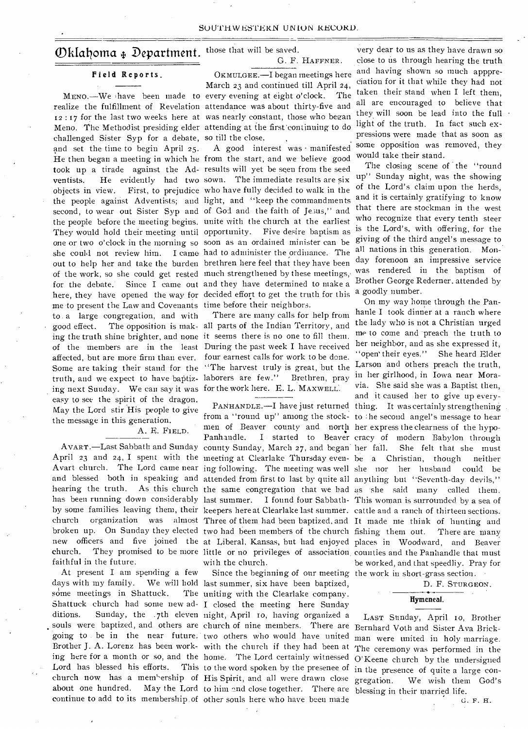# Oklahoma Department.

## Field Reports.

MENO.—We have been made to realize the fulfillment of Revelation 12:17 for the last two weeks here at Meno. The Methodist presiding elder challenged Sister Syp for a debate, and set the time to begin April 25. He then began a meeting in which he took up a tirade against the Adventists. He evidently had two objects in view. First, to prejudice the people against Adventists; and second, to wear out Sister Syp and the people before the meeting begins. They would hold their meeting until one or two o'clock in the morning so she could not review him. I came out to help her and take the burden of the work, so she could get rested for the debate. Since I came out here, they have opened the way for me to present the Law and Covenants to a large congregation, and with good effect. The opposition is making the truth shine brighter, and none of the members are in the least affected, but are more firm than ever. Some are taking their stand for the truth, and we expect to have baptizing next Sunday. We can say it was easy to see the spirit of the dragon. May the Lord stir His people to give the message in this generation.

A. E. FIELD.

AVART.—Last Sabbath and Sunday April 23 and 24, I spent with the Avart church. The Lord came near and blessed both in speaking and hearing the truth. As this church has been running down considerably by some families leaving them, their church organization was almost broken up. On Sunday they elected new officers and five joined the church. They promised to be more faithful in the future.

At present I am spending a few days with my family. We will hold some meetings in Shattuck. The Shattuck church had some new additions. Sunday, the 7th eleven souls were baptized, and others are going to be in the near future. Brother J. A. Lorenz has been working here for a month or so, and the Lord has blessed his efforts. This church now has a membership of about one hundred. May the Lord continue to add to its membership of those that will be saved.

G. F. HAFFNER.

OKMULGEE.—I began meetings here March 23 and continued till April 24, every evening at eight o'clock. The attendance was about thirty-five and was nearly constant, those who began attending at the first continuing to do so till the close.

A good interest was manifested from the start, and we believe good results will yet be seen from the seed sown. The immediate results are six who have fully decided to walk in the light, and "keep the commandments of God and the faith of Jesus," and unite with the church at the earliest opportunity. Five desire baptism as soon as an ordained minister can be had to administer the ordinance. The brethren here feel that they have been much strengthened by these meetings, and they have determined to make a decided effort to get the truth for this time before their neighbors.

There are many calls for help from all parts of the Indian Territory, and it seems there is no one to fill them. During the past week I have received four earnest calls for work to be done. "The harvest truly is great, but the laborers are few." Brethren, pray for the work here. E. L. MAXWELL.

PANHANDLE.—I have just returned from a "round up" among the stockmen of Beaver county and north Panhandle. I started to Beaver county Sunday, March 27, and began meeting at Clearlake Thursday evening following. The meeting was well attended from first to last by quite all the same congregation that we had last summer. I found four Sabbath-keepers here at Clearlake last summer. Three of them had been baptized, and two had been members of the church at Liberal, Kansas, but had enjoyed little or no privileges of association with the church.

Since the beginning of our meeting last summer, six have been baptized, uniting with the Clearlake company. I closed the meeting here Sunday night, April 10, having organized a church of nine members. There are two others who would have united with the church if they had been at home. The Lord certainly witnessed to the word spoken by the presence of His Spirit, and all were drawn close to him and close together. There are other souls here who have been made very dear to us as they have drawn so close to us through hearing the truth and having shown so much appreciation for it that while they had not taken their stand when I left them, all are encouraged to believe that they will soon be lead into the full light of the truth. In fact such expressions were made that as soon as some opposition was removed, they would take their stand.

The closing scene of the "round up" Sunday night, was the showing of the Lord's claim upon the herds, and it is certainly gratifying to know that there are stockman in the west who recognize that every tenth steer is the Lord's, with offering, for the giving of the third angel's message to all nations in this generation. Monday forenoon an impressive service was rendered in the baptism of Brother George Rederner, attended by a goodly number.

On my way home through the Panhanle I took dinner at a ranch where the lady who is not a Christian urged me to come and preach the truth to her neighbor, and as she expressed it, "open their eyes." She heard Elder Larson and others preach the truth, in her girlhood, in Iowa near Moravia. She said she was a Baptist then, and it caused her to give up everything. It was certainly strengthening to the second angel's message to hear her express the clearness of the hypocracy of modern Babylon through her fall. She felt that she must be a Christian, though neither she nor her husband could be anything but "Seventh-day devils," as she said many called them. This woman is surrounded by a sea of cattle and a ranch of thirteen sections. It made me think of hunting and fishing them out. There are many places in Woodward, and Beaver counties and the Panhandle that must be worked, and that speedliy. Pray for the work in short-grass section.

D. F. STURGEON.

## Hymeneal.

LAST Sunday, April 10, Brother Bernhard Voth and Sister Ava Brickman were united in holy marriage. The ceremony was performed in the O'Keene church by the undersigned in the presence of quite a large congregation. We wish them God's blessing in their married life.

G. F. H.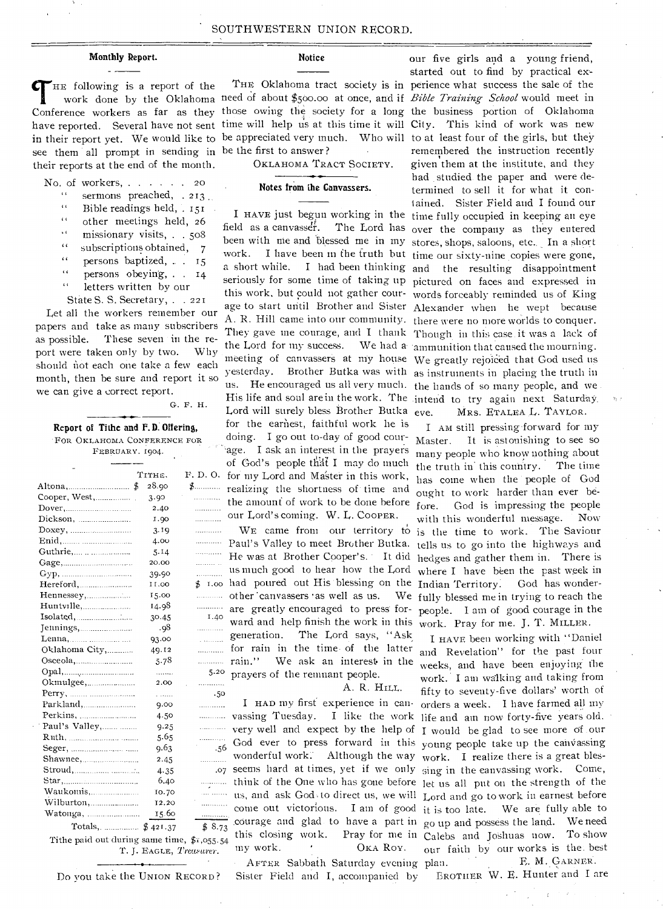## Monthly Report.

THE following is a report of the work done by the Oklahoma Conference workers as far as they have reported. Several have not sent in their report yet. We would like to see them all prompt in sending in their reports at the end of the month.

No. of workers, . . . . . . 20
" sermons preached, . 213
" Bible readings held, . 151
" other meetings held, 26
" missionary visits, . . 508
" subscriptions obtained, 7
" persons baptized, . . 15
" persons obeying, . . 14
" letters written by our State S. S. Secretary, . . 221

Let all the workers remember our papers and take as many subscribers as possible. These seven in the report were taken only by two. Why should not each one take a few each month, then be sure and report it so we can give a correct report.

G. F. H.

## Report of Tithe and F. D. Offering,

FOR OKLAHOMA CONFERENCE FOR FEBRUARY. 1904.

| | TITHE. | F. D. O. |
|---|---|---|
| Altona, | $ 28.90 | $ |
| Cooper, West, | 3.90 | |
| Dover, | 2.40 | |
| Dickson, | 1.90 | |
| Doxey, | 3.19 | |
| Enid, | 4.00 | |
| Guthrie, | 5.14 | |
| Gage, | 20.00 | |
| Gyp, | 39.90 | |
| Hereford, | 11.00 | $ 1.00 |
| Hennessey, | 15.00 | |
| Huntville, | 14.98 | |
| Isolated, | 30.45 | 1.40 |
| Jennings, | .98 | |
| Lenna, | 93.00 | |
| Oklahoma City, | 49.12 | |
| Osceola, | 5.78 | |
| Opal, | | 5.20 |
| Okmulgee, | 2.00 | |
| Perry, | | .50 |
| Parkland, | 9.00 | |
| Perkins, | 4.50 | |
| Paul's Valley, | 9.25 | |
| Ruth, | 5.65 | |
| Seger, | 9.63 | .56 |
| Shawnee, | 2.45 | |
| Stroud, | 4.35 | .07 |
| Star, | 6.40 | |
| Waukomis, | 10.70 | |
| Wilburton, | 12.20 | |
| Watonga, | 15.60 | |
| Totals, | $ 421.37 | $ 8.73 |

Tithe paid out during same time, $1,055.54

T. J. EAGLE, *Treasurer.*

Do you take the UNION RECORD?

## Notice

THE Oklahoma tract society is in need of about $500.00 at once, and if those owing the society for a long time will help us at this time it will be appreciated very much. Who will be the first to answer?

OKLAHOMA TRACT SOCIETY.

## Notes from the Canvassers.

I HAVE just begun working in the field as a canvasser. The Lord has been with me and blessed me in my work. I have been in the truth but a short while. I had been thinking seriously for some time of taking up this work, but could not gather courage to start until Brother and Sister A. R. Hill came into our community. They gave me courage, and I thank the Lord for my success. We had a meeting of canvassers at my house yesterday. Brother Butka was with us. He encouraged us all very much. His life and soul are in the work. The Lord will surely bless Brother Butka for the earnest, faithful work he is doing. I go out to-day of good courage. I ask an interest in the prayers of God's people that I may do much for my Lord and Master in this work, realizing the shortness of time and the amount of work to be done before our Lord's coming. W. L. COOPER.

WE came from our territory to Paul's Valley to meet Brother Butka. He was at Brother Cooper's. It did us much good to hear how the Lord had poured out His blessing on the other canvassers as well as us. We are greatly encouraged to press forward and help finish the work in this generation. The Lord says, "Ask for rain in the time of the latter rain." We ask an interest in the prayers of the remnant people.

A. R. HILL.

I HAD my first experience in canvassing Tuesday. I like the work very well and expect by the help of God ever to press forward in this wonderful work. Although the way seems hard at times, yet if we only think of the One who has gone before us, and ask God to direct us, we will come out victorious. I am of good courage and glad to have a part in this closing work. Pray for me in my work. OKA ROY.

AFTER Sabbath Saturday evening Sister Field and I, accompanied by our five girls and a young friend, started out to find by practical experience what success the sale of the *Bible Training School* would meet in the business portion of Oklahoma City. This kind of work was new to at least four of the girls, but they remembered the instruction recently given them at the institute, and they had studied the paper and were determined to sell it for what it contained. Sister Field and I found our time fully occupied in keeping an eye over the company as they entered stores, shops, saloons, etc. In a short time our sixty-nine copies were gone, and the resulting disappointment pictured on faces and expressed in words forceably reminded us of King Alexander when he wept because there were no more worlds to conquer. Though in this case it was a lack of ammunition that caused the mourning. We greatly rejoiced that God used us as instruments in placing the truth in the hands of so many people, and we intend to try again next Saturday eve. MRS. ETALEA L. TAYLOR.

I AM still pressing forward for my Master. It is astonishing to see so many people who know nothing about the truth in this country. The time has come when the people of God ought to work harder than ever before. God is impressing the people with this wonderful message. Now is the time to work. The Saviour tells us to go into the highways and hedges and gather them in. There is where I have been the past week in Indian Territory. God has wonderfully blessed me in trying to reach the people. I am of good courage in the work. Pray for me. J. T. MILLER.

I HAVE been working with "Daniel and Revelation" for the past four weeks, and have been enjoying the work. I am walking and taking from fifty to seventy-five dollars' worth of orders a week. I have farmed all my life and am now forty-five years old. I would be glad to see more of our young people take up the canvassing work. I realize there is a great blessing in the canvassing work. Come, let us all put on the strength of the Lord and go to work in earnest before it is too late. We are fully able to go up and possess the land. We need Calebs and Joshuas now. To show our faith by our works is the best plan. E. M. GARNER.

BROTHER W. E. Hunter and I are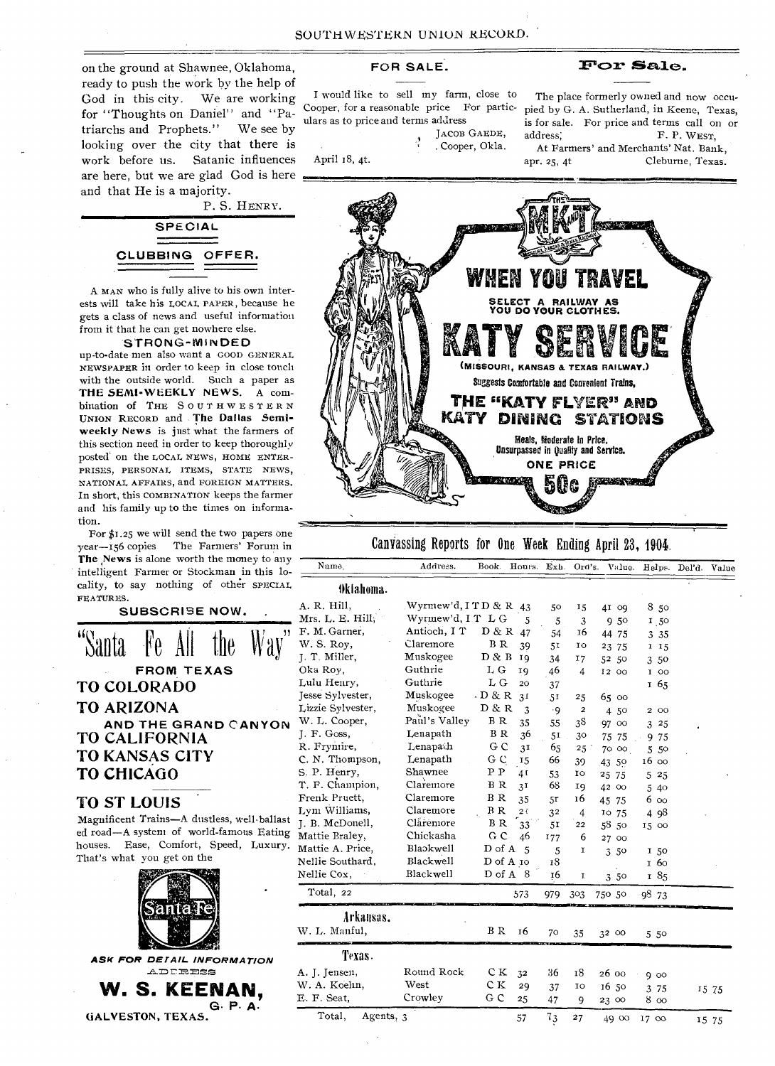on the ground at Shawnee, Oklahoma, ready to push the work by the help of God in this city. We are working for "Thoughts on Daniel" and "Patriarchs and Prophets." We see by looking over the city that there is work before us. Satanic influences are here, but we are glad God is here and that He is a majority.

P. S. HENRY.

## SPECIAL CLUBBING OFFER.

A MAN who is fully alive to his own interests will take his LOCAL PAPER, because he gets a class of news and useful information from it that he can get nowhere else.

**STRONG-MINDED** up-to-date men also want a GOOD GENERAL NEWSPAPER in order to keep in close touch with the outside world. Such a paper as **THE SEMI-WEEKLY NEWS**. A combination of THE SOUTHWESTERN UNION RECORD and **The Dallas Semi-weekly News** is just what the farmers of this section need in order to keep thoroughly posted on the LOCAL NEWS, HOME ENTERPRISES, PERSONAL ITEMS, STATE NEWS, NATIONAL AFFAIRS, and FOREIGN MATTERS. In short, this COMBINATION keeps the farmer and his family up to the times on information.

For $1.25 we will send the two papers one year—156 copies The Farmers' Forum in **The News** is alone worth the money to any intelligent Farmer or Stockman in this locality, to say nothing of other SPECIAL FEATURES.

**SUBSCRIBE NOW.**

# "Santa Fe All the Way"

**FROM TEXAS**

**TO COLORADO**

**TO ARIZONA**

**AND THE GRAND CANYON**

**TO CALIFORNIA**

**TO KANSAS CITY**

**TO CHICAGO**

**TO ST LOUIS**

Magnificent Trains—A dustless, well-ballasted road—A system of world-famous Eating houses. Ease, Comfort, Speed, Luxury. That's what you get on the

Santa Fe

*ASK FOR DETAIL INFORMATION*

ADDRESS

**W. S. KEENAN,** G. P. A.

GALVESTON, TEXAS.

## FOR SALE.

I would like to sell my farm, close to Cooper, for a reasonable price For particulars as to price and terms address

JACOB GAEDE,
Cooper, Okla.

April 18, 4t.

## For Sale.

The place formerly owned and now occupied by G. A. Sutherland, in Keene, Texas, is for sale. For price and terms call on or address,

F. P. WEST,
At Farmers' and Merchants' Nat. Bank,
Cleburne, Texas.

apr. 25, 4t

THE MKT
MISSOURI, KANSAS & TEXAS RAILWAY

# WHEN YOU TRAVEL

SELECT A RAILWAY AS YOU DO YOUR CLOTHES.

# KATY SERVICE

(MISSOURI, KANSAS & TEXAS RAILWAY.)

Suggests Comfortable and Convenient Trains,

**THE "KATY FLYER" AND KATY DINING STATIONS**

Meals, Moderate in Price, Unsurpassed in Quality and Service.

ONE PRICE

50c

## Canvassing Reports for One Week Ending April 23, 1904.

| Name. | Address. | Book. | Hours. | Exh. | Ord's. | Value. | Helps. | Del'd. | Value |
|---|---|---|---|---|---|---|---|---|---|
| **Oklahoma.** | | | | | | | | | |
| A. R. Hill, | Wyrmew'd, I T | D & R | 43 | 50 | 15 | 41 09 | 8 50 | | |
| Mrs. L. E. Hill, | Wyrmew'd, I T | L G | 5 | 5 | 3 | 9 50 | 1 50 | | |
| F. M. Garner, | Antioch, I T | D & R | 47 | 54 | 16 | 44 75 | 3 35 | | |
| W. S. Roy, | Claremore | B R | 39 | 51 | 10 | 23 75 | 1 15 | | |
| J. T. Miller, | Muskogee | D & B | 19 | 34 | 17 | 52 50 | 3 50 | | |
| Oka Roy, | Guthrie | L G | 19 | 46 | 4 | 12 00 | 1 00 | | |
| Lulu Henry, | Guthrie | L G | 20 | 37 | | | 1 65 | | |
| Jesse Sylvester, | Muskogee | D & R | 31 | 51 | 25 | 65 00 | | | |
| Lizzie Sylvester, | Muskogee | D & R | 3 | 9 | 2 | 4 50 | 2 00 | | |
| W. L. Cooper, | Pauls Valley | B R | 35 | 55 | 38 | 97 00 | 3 25 | | |
| J. F. Goss, | Lenapath | B R | 36 | 51 | 30 | 75 75 | 9 75 | | |
| R. Frymire, | Lenapath | G C | 31 | 65 | 25 | 70 00 | 5 50 | | |
| C. N. Thompson, | Lenapath | G C | 15 | 66 | 39 | 43 50 | 16 00 | | |
| S. P. Henry, | Shawnee | P P | 41 | 53 | 10 | 25 75 | 5 25 | | |
| T. F. Champion, | Claremore | B R | 31 | 68 | 19 | 42 00 | 5 40 | | |
| Frenk Pruett, | Claremore | B R | 35 | 51 | 16 | 45 75 | 6 00 | | |
| Lym Williams, | Claremore | B R | 21 | 32 | 4 | 10 75 | 4 98 | | |
| J. B. McDonell, | Claremore | B R | 33 | 51 | 22 | 58 50 | 15 00 | | |
| Mattie Braley, | Chickasha | G C | 46 | 177 | 6 | 27 00 | | | |
| Mattie A. Price, | Blackwell | D of A | 5 | 5 | 1 | 3 50 | 1 50 | | |
| Nellie Southard, | Blackwell | D of A | 10 | 18 | | | 1 60 | | |
| Nellie Cox, | Blackwell | D of A | 8 | 16 | 1 | 3 50 | 1 85 | | |
| Total, 22 | | | 573 | 979 | 303 | 750 50 | 98 73 | | |
| **Arkansas.** | | | | | | | | | |
| W. L. Manful, | | B R | 16 | 70 | 35 | 32 00 | 5 50 | | |
| **Texas.** | | | | | | | | | |
| A. J. Jensen, | Round Rock | C K | 32 | 36 | 18 | 26 00 | 9 00 | | |
| W. A. Koehn, | West | C K | 29 | 37 | 10 | 16 50 | 3 75 | | 15 75 |
| E. F. Seat, | Crowley | G C | 25 | 47 | 9 | 23 00 | 8 00 | | |
| Total, Agents, 3 | | | 57 | 73 | 27 | 49 00 | 17 00 | | 15 75 |